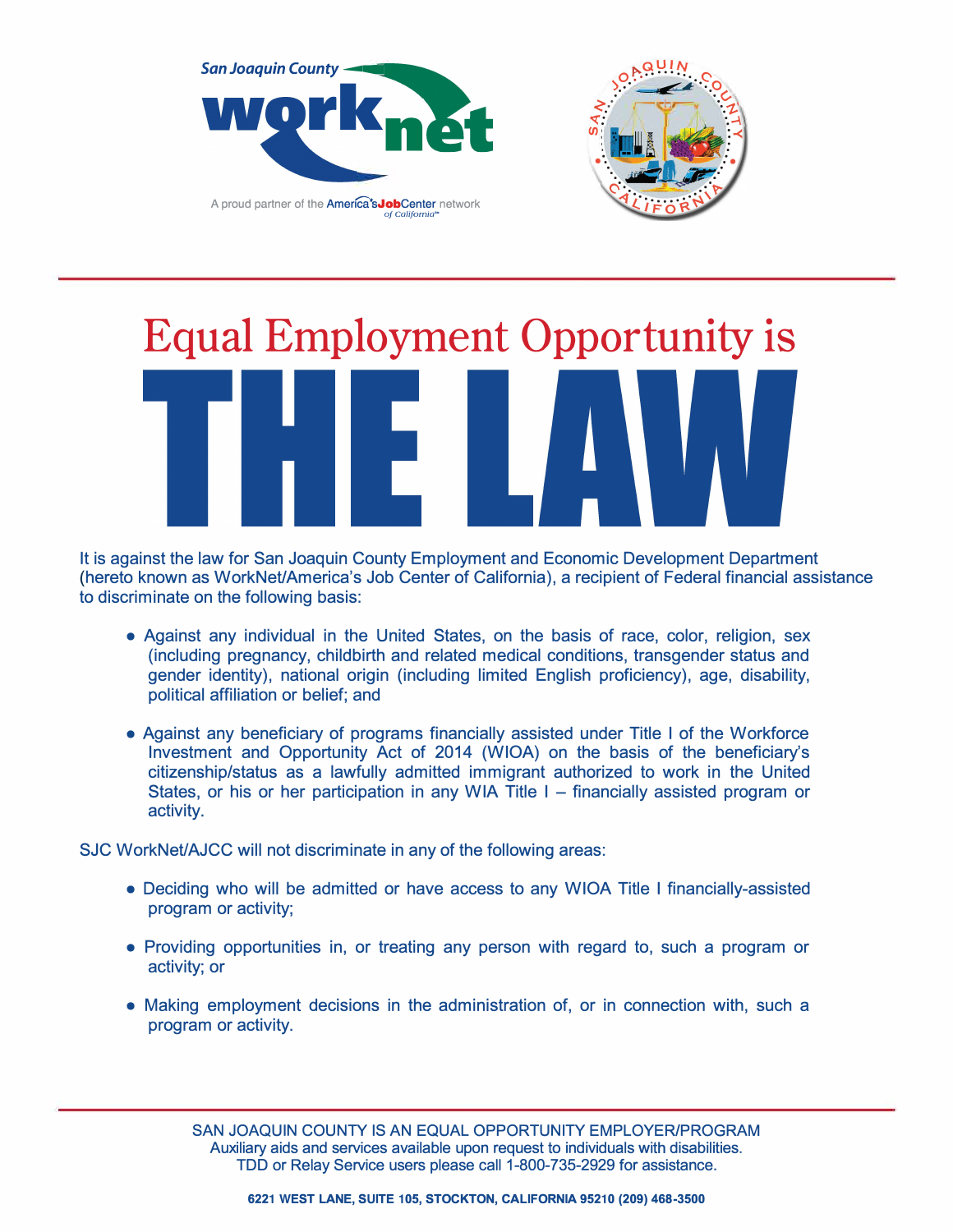San Joaquin County workNet

A proud partner of the America's JobCenter network of California

# Equal Employment Opportunity is THE LAW

It is against the law for San Joaquin County Employment and Economic Development Department (hereto known as WorkNet/America's Job Center of California), a recipient of Federal financial assistance to discriminate on the following basis:

- Against any individual in the United States, on the basis of race, color, religion, sex (including pregnancy, childbirth and related medical conditions, transgender status and gender identity), national origin (including limited English proficiency), age, disability, political affiliation or belief; and
- Against any beneficiary of programs financially assisted under Title I of the Workforce Investment and Opportunity Act of 2014 (WIOA) on the basis of the beneficiary's citizenship/status as a lawfully admitted immigrant authorized to work in the United States, or his or her participation in any WIA Title I – financially assisted program or activity.

SJC WorkNet/AJCC will not discriminate in any of the following areas:

- Deciding who will be admitted or have access to any WIOA Title I financially-assisted program or activity;
- Providing opportunities in, or treating any person with regard to, such a program or activity; or
- Making employment decisions in the administration of, or in connection with, such a program or activity.

SAN JOAQUIN COUNTY IS AN EQUAL OPPORTUNITY EMPLOYER/PROGRAM
Auxiliary aids and services available upon request to individuals with disabilities.
TDD or Relay Service users please call 1-800-735-2929 for assistance.

**6221 WEST LANE, SUITE 105, STOCKTON, CALIFORNIA 95210 (209) 468-3500**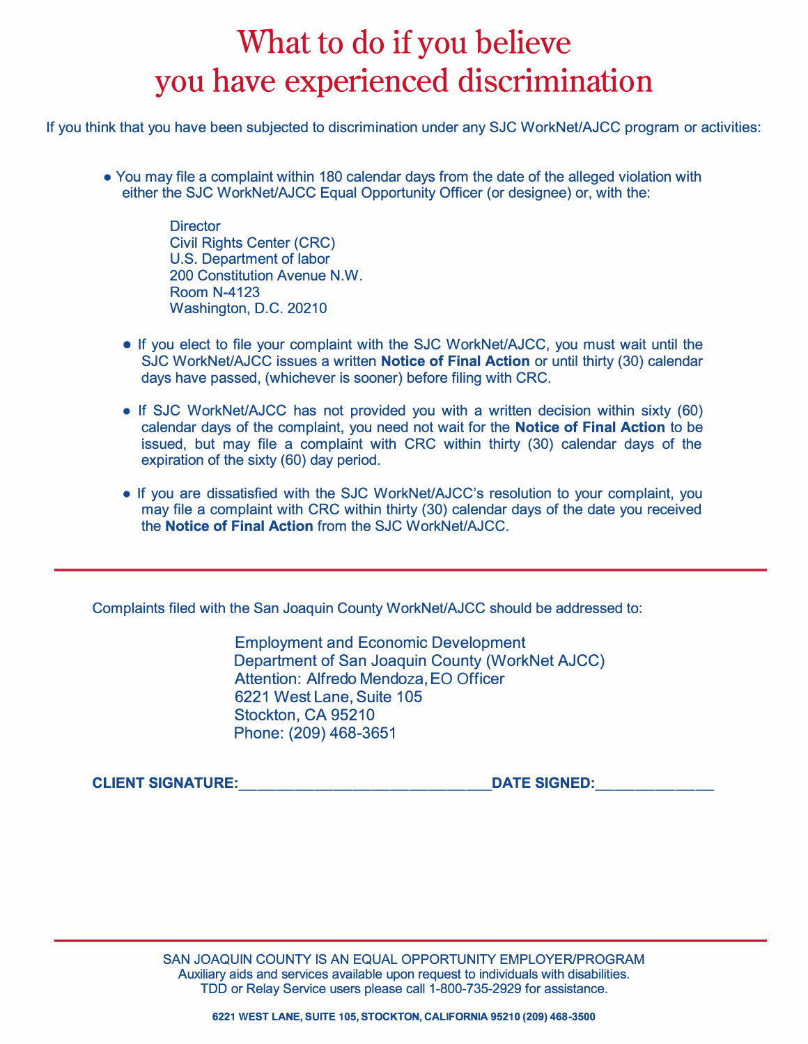# What to do if you believe you have experienced discrimination

If you think that you have been subjected to discrimination under any SJC WorkNet/AJCC program or activities:

- You may file a complaint within 180 calendar days from the date of the alleged violation with either the SJC WorkNet/AJCC Equal Opportunity Officer (or designee) or, with the:

  Director
  Civil Rights Center (CRC)
  U.S. Department of labor
  200 Constitution Avenue N.W.
  Room N-4123
  Washington, D.C. 20210

- If you elect to file your complaint with the SJC WorkNet/AJCC, you must wait until the SJC WorkNet/AJCC issues a written **Notice of Final Action** or until thirty (30) calendar days have passed, (whichever is sooner) before filing with CRC.

- If SJC WorkNet/AJCC has not provided you with a written decision within sixty (60) calendar days of the complaint, you need not wait for the **Notice of Final Action** to be issued, but may file a complaint with CRC within thirty (30) calendar days of the expiration of the sixty (60) day period.

- If you are dissatisfied with the SJC WorkNet/AJCC's resolution to your complaint, you may file a complaint with CRC within thirty (30) calendar days of the date you received the **Notice of Final Action** from the SJC WorkNet/AJCC.

---

Complaints filed with the San Joaquin County WorkNet/AJCC should be addressed to:

Employment and Economic Development
Department of San Joaquin County (WorkNet AJCC)
Attention: Alfredo Mendoza, EO Officer
6221 West Lane, Suite 105
Stockton, CA 95210
Phone: (209) 468-3651

**CLIENT SIGNATURE:**______________________________**DATE SIGNED:**______________

---

SAN JOAQUIN COUNTY IS AN EQUAL OPPORTUNITY EMPLOYER/PROGRAM
Auxiliary aids and services available upon request to individuals with disabilities.
TDD or Relay Service users please call 1-800-735-2929 for assistance.

**6221 WEST LANE, SUITE 105, STOCKTON, CALIFORNIA 95210 (209) 468-3500**